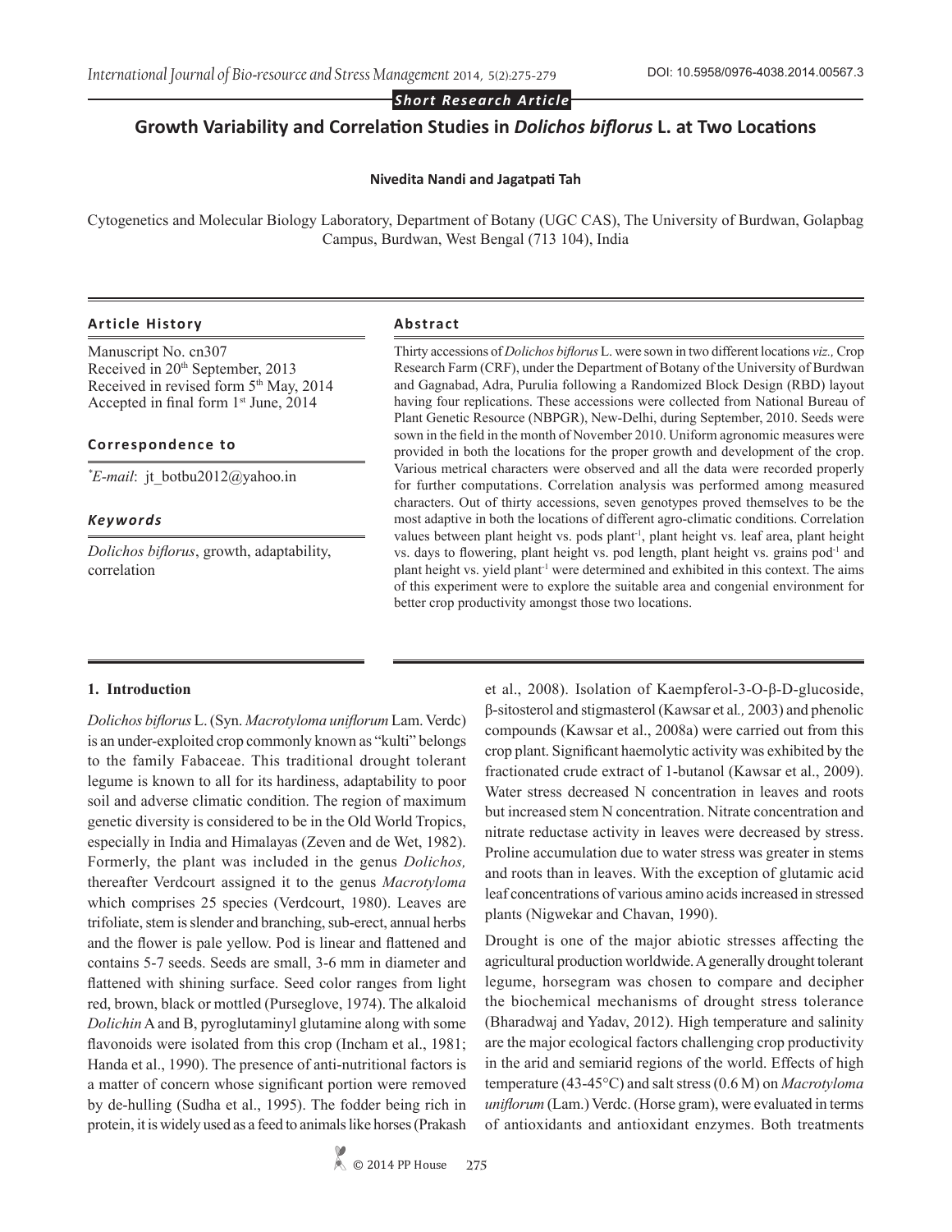*Short Research Article*

# Growth Variability and Correlation Studies in *Dolichos biflorus* L. at Two Locations

**Nivedita Nandi and Jagatpati Tah**

Cytogenetics and Molecular Biology Laboratory, Department of Botany (UGC CAS), The University of Burdwan, Golapbag Campus, Burdwan, West Bengal (713 104), India

### Article History

Manuscript No. cn307
Received in 20th September, 2013
Received in revised form 5th May, 2014
Accepted in final form 1st June, 2014

### Correspondence to

*E-mail: jt_botbu2012@yahoo.in

### Keywords

*Dolichos biflorus*, growth, adaptability, correlation

### Abstract

Thirty accessions of *Dolichos biflorus* L. were sown in two different locations *viz.,* Crop Research Farm (CRF), under the Department of Botany of the University of Burdwan and Gagnabad, Adra, Purulia following a Randomized Block Design (RBD) layout having four replications. These accessions were collected from National Bureau of Plant Genetic Resource (NBPGR), New-Delhi, during September, 2010. Seeds were sown in the field in the month of November 2010. Uniform agronomic measures were provided in both the locations for the proper growth and development of the crop. Various metrical characters were observed and all the data were recorded properly for further computations. Correlation analysis was performed among measured characters. Out of thirty accessions, seven genotypes proved themselves to be the most adaptive in both the locations of different agro-climatic conditions. Correlation values between plant height vs. pods plant$^{-1}$, plant height vs. leaf area, plant height vs. days to flowering, plant height vs. pod length, plant height vs. grains pod$^{-1}$ and plant height vs. yield plant$^{-1}$ were determined and exhibited in this context. The aims of this experiment were to explore the suitable area and congenial environment for better crop productivity amongst those two locations.

## 1. Introduction

*Dolichos biflorus* L. (Syn. *Macrotyloma uniflorum* Lam. Verdc) is an under-exploited crop commonly known as "kulti" belongs to the family Fabaceae. This traditional drought tolerant legume is known to all for its hardiness, adaptability to poor soil and adverse climatic condition. The region of maximum genetic diversity is considered to be in the Old World Tropics, especially in India and Himalayas (Zeven and de Wet, 1982). Formerly, the plant was included in the genus *Dolichos,* thereafter Verdcourt assigned it to the genus *Macrotyloma* which comprises 25 species (Verdcourt, 1980). Leaves are trifoliate, stem is slender and branching, sub-erect, annual herbs and the flower is pale yellow. Pod is linear and flattened and contains 5-7 seeds. Seeds are small, 3-6 mm in diameter and flattened with shining surface. Seed color ranges from light red, brown, black or mottled (Purseglove, 1974). The alkaloid *Dolichin* A and B, pyroglutaminyl glutamine along with some flavonoids were isolated from this crop (Incham et al., 1981; Handa et al., 1990). The presence of anti-nutritional factors is a matter of concern whose significant portion were removed by de-hulling (Sudha et al., 1995). The fodder being rich in protein, it is widely used as a feed to animals like horses (Prakash et al., 2008). Isolation of Kaempferol-3-O-β-D-glucoside, β-sitosterol and stigmasterol (Kawsar et al*.,* 2003) and phenolic compounds (Kawsar et al., 2008a) were carried out from this crop plant. Significant haemolytic activity was exhibited by the fractionated crude extract of 1-butanol (Kawsar et al., 2009). Water stress decreased N concentration in leaves and roots but increased stem N concentration. Nitrate concentration and nitrate reductase activity in leaves were decreased by stress. Proline accumulation due to water stress was greater in stems and roots than in leaves. With the exception of glutamic acid leaf concentrations of various amino acids increased in stressed plants (Nigwekar and Chavan, 1990).

Drought is one of the major abiotic stresses affecting the agricultural production worldwide. A generally drought tolerant legume, horsegram was chosen to compare and decipher the biochemical mechanisms of drought stress tolerance (Bharadwaj and Yadav, 2012). High temperature and salinity are the major ecological factors challenging crop productivity in the arid and semiarid regions of the world. Effects of high temperature (43-45°C) and salt stress (0.6 M) on *Macrotyloma uniflorum* (Lam.) Verdc. (Horse gram), were evaluated in terms of antioxidants and antioxidant enzymes. Both treatments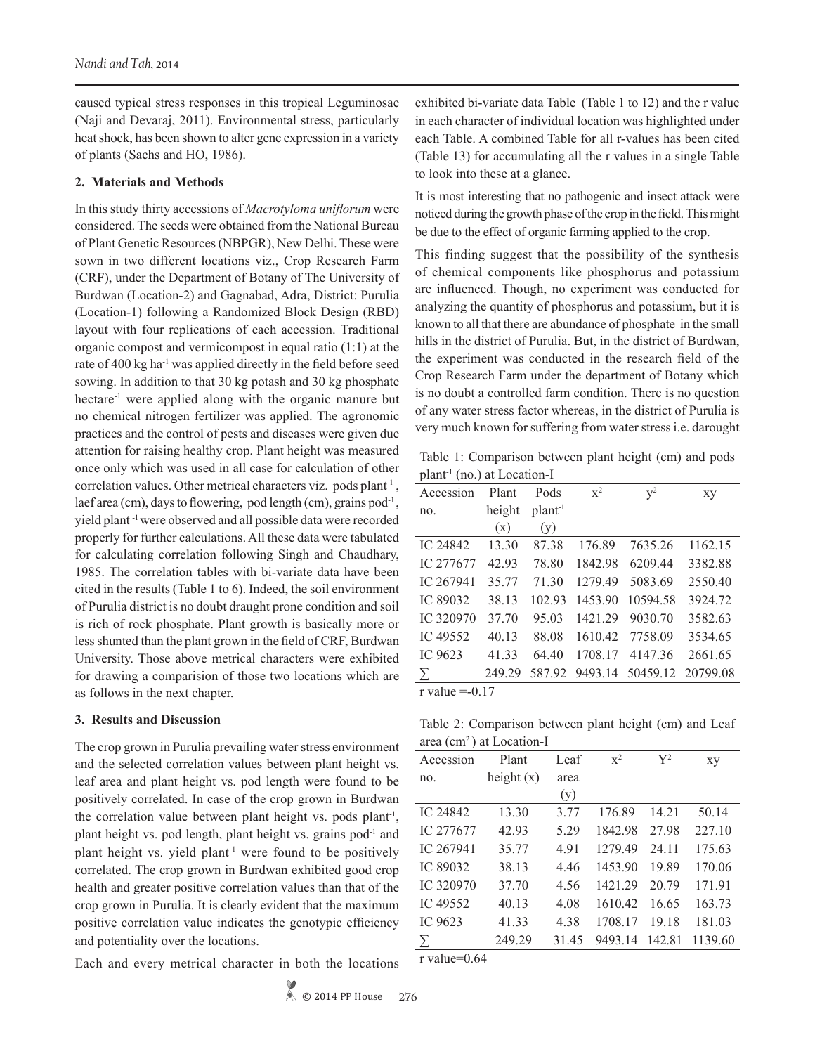caused typical stress responses in this tropical Leguminosae (Naji and Devaraj, 2011). Environmental stress, particularly heat shock, has been shown to alter gene expression in a variety of plants (Sachs and HO, 1986).

## 2. Materials and Methods

In this study thirty accessions of *Macrotyloma uniflorum* were considered. The seeds were obtained from the National Bureau of Plant Genetic Resources (NBPGR), New Delhi. These were sown in two different locations viz., Crop Research Farm (CRF), under the Department of Botany of The University of Burdwan (Location-2) and Gagnabad, Adra, District: Purulia (Location-1) following a Randomized Block Design (RBD) layout with four replications of each accession. Traditional organic compost and vermicompost in equal ratio (1:1) at the rate of 400 kg $ha^{-1}$ was applied directly in the field before seed sowing. In addition to that 30 kg potash and 30 kg phosphate $hectare^{-1}$ were applied along with the organic manure but no chemical nitrogen fertilizer was applied. The agronomic practices and the control of pests and diseases were given due attention for raising healthy crop. Plant height was measured once only which was used in all case for calculation of other correlation values. Other metrical characters viz. pods $plant^{-1}$, laef area (cm), days to flowering, pod length (cm), grains $pod^{-1}$, yield $plant^{-1}$ were observed and all possible data were recorded properly for further calculations. All these data were tabulated for calculating correlation following Singh and Chaudhary, 1985. The correlation tables with bi-variate data have been cited in the results (Table 1 to 6). Indeed, the soil environment of Purulia district is no doubt draught prone condition and soil is rich of rock phosphate. Plant growth is basically more or less shunted than the plant grown in the field of CRF, Burdwan University. Those above metrical characters were exhibited for drawing a comparision of those two locations which are as follows in the next chapter.

## 3. Results and Discussion

The crop grown in Purulia prevailing water stress environment and the selected correlation values between plant height vs. leaf area and plant height vs. pod length were found to be positively correlated. In case of the crop grown in Burdwan the correlation value between plant height vs. pods $plant^{-1}$, plant height vs. pod length, plant height vs. grains $pod^{-1}$ and plant height vs. yield $plant^{-1}$ were found to be positively correlated. The crop grown in Burdwan exhibited good crop health and greater positive correlation values than that of the crop grown in Purulia. It is clearly evident that the maximum positive correlation value indicates the genotypic efficiency and potentiality over the locations.

Each and every metrical character in both the locations exhibited bi-variate data Table (Table 1 to 12) and the r value in each character of individual location was highlighted under each Table. A combined Table for all r-values has been cited (Table 13) for accumulating all the r values in a single Table to look into these at a glance.

It is most interesting that no pathogenic and insect attack were noticed during the growth phase of the crop in the field. This might be due to the effect of organic farming applied to the crop.

This finding suggest that the possibility of the synthesis of chemical components like phosphorus and potassium are influenced. Though, no experiment was conducted for analyzing the quantity of phosphorus and potassium, but it is known to all that there are abundance of phosphate in the small hills in the district of Purulia. But, in the district of Burdwan, the experiment was conducted in the research field of the Crop Research Farm under the department of Botany which is no doubt a controlled farm condition. There is no question of any water stress factor whereas, in the district of Purulia is very much known for suffering from water stress i.e. darought

Table 1: Comparison between plant height (cm) and pods $plant^{-1}$ (no.) at Location-I

| Accession no. | Plant height (x) | Pods $plant^{-1}$ (y) | $x^2$ | $y^2$ | xy |
|---|---|---|---|---|---|
| IC 24842 | 13.30 | 87.38 | 176.89 | 7635.26 | 1162.15 |
| IC 277677 | 42.93 | 78.80 | 1842.98 | 6209.44 | 3382.88 |
| IC 267941 | 35.77 | 71.30 | 1279.49 | 5083.69 | 2550.40 |
| IC 89032 | 38.13 | 102.93 | 1453.90 | 10594.58 | 3924.72 |
| IC 320970 | 37.70 | 95.03 | 1421.29 | 9030.70 | 3582.63 |
| IC 49552 | 40.13 | 88.08 | 1610.42 | 7758.09 | 3534.65 |
| IC 9623 | 41.33 | 64.40 | 1708.17 | 4147.36 | 2661.65 |
| ∑ | 249.29 | 587.92 | 9493.14 | 50459.12 | 20799.08 |

r value =-0.17

Table 2: Comparison between plant height (cm) and Leaf area ($cm^2$) at Location-I

| Accession no. | Plant height (x) | Leaf area (y) | $x^2$ | $Y^2$ | xy |
|---|---|---|---|---|---|
| IC 24842 | 13.30 | 3.77 | 176.89 | 14.21 | 50.14 |
| IC 277677 | 42.93 | 5.29 | 1842.98 | 27.98 | 227.10 |
| IC 267941 | 35.77 | 4.91 | 1279.49 | 24.11 | 175.63 |
| IC 89032 | 38.13 | 4.46 | 1453.90 | 19.89 | 170.06 |
| IC 320970 | 37.70 | 4.56 | 1421.29 | 20.79 | 171.91 |
| IC 49552 | 40.13 | 4.08 | 1610.42 | 16.65 | 163.73 |
| IC 9623 | 41.33 | 4.38 | 1708.17 | 19.18 | 181.03 |
| ∑ | 249.29 | 31.45 | 9493.14 | 142.81 | 1139.60 |

r value=0.64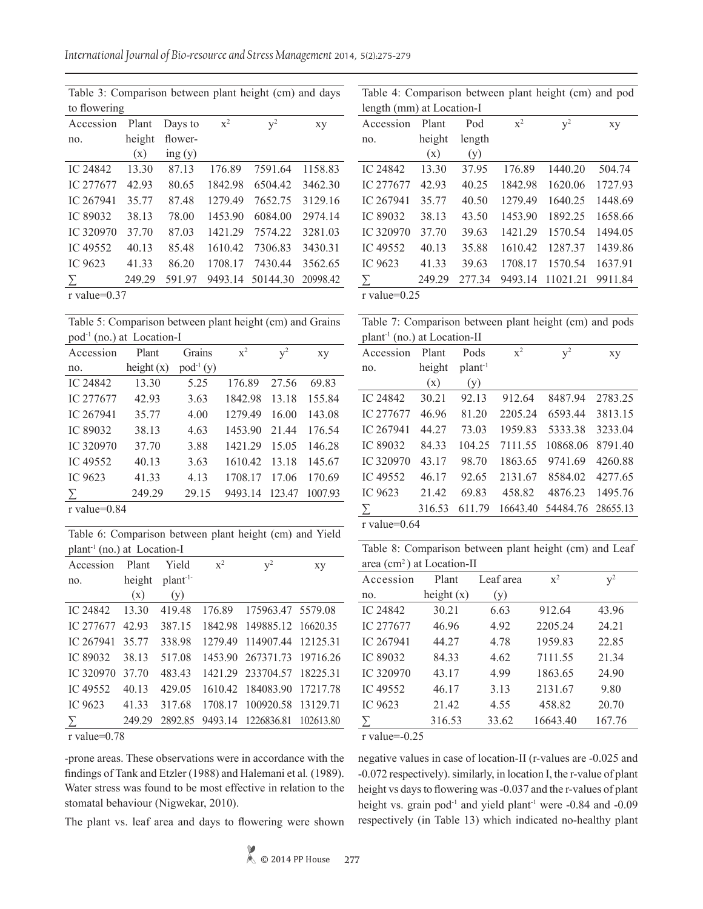Table 3: Comparison between plant height (cm) and days to flowering

| Accession no. | Plant height (x) | Days to flowering (y) | $x^2$ | $y^2$ | xy |
|---|---|---|---|---|---|
| IC 24842 | 13.30 | 87.13 | 176.89 | 7591.64 | 1158.83 |
| IC 277677 | 42.93 | 80.65 | 1842.98 | 6504.42 | 3462.30 |
| IC 267941 | 35.77 | 87.48 | 1279.49 | 7652.75 | 3129.16 |
| IC 89032 | 38.13 | 78.00 | 1453.90 | 6084.00 | 2974.14 |
| IC 320970 | 37.70 | 87.03 | 1421.29 | 7574.22 | 3281.03 |
| IC 49552 | 40.13 | 85.48 | 1610.42 | 7306.83 | 3430.31 |
| IC 9623 | 41.33 | 86.20 | 1708.17 | 7430.44 | 3562.65 |
| ∑ | 249.29 | 591.97 | 9493.14 | 50144.30 | 20998.42 |

r value=0.37

Table 4: Comparison between plant height (cm) and pod length (mm) at Location-I

| Accession no. | Plant height (x) | Pod length (y) | $x^2$ | $y^2$ | xy |
|---|---|---|---|---|---|
| IC 24842 | 13.30 | 37.95 | 176.89 | 1440.20 | 504.74 |
| IC 277677 | 42.93 | 40.25 | 1842.98 | 1620.06 | 1727.93 |
| IC 267941 | 35.77 | 40.50 | 1279.49 | 1640.25 | 1448.69 |
| IC 89032 | 38.13 | 43.50 | 1453.90 | 1892.25 | 1658.66 |
| IC 320970 | 37.70 | 39.63 | 1421.29 | 1570.54 | 1494.05 |
| IC 49552 | 40.13 | 35.88 | 1610.42 | 1287.37 | 1439.86 |
| IC 9623 | 41.33 | 39.63 | 1708.17 | 1570.54 | 1637.91 |
| ∑ | 249.29 | 277.34 | 9493.14 | 11021.21 | 9911.84 |

r value=0.25

Table 5: Comparison between plant height (cm) and Grains pod$^{-1}$ (no.) at Location-I

| Accession no. | Plant height (x) | Grains pod$^{-1}$ (y) | $x^2$ | $y^2$ | xy |
|---|---|---|---|---|---|
| IC 24842 | 13.30 | 5.25 | 176.89 | 27.56 | 69.83 |
| IC 277677 | 42.93 | 3.63 | 1842.98 | 13.18 | 155.84 |
| IC 267941 | 35.77 | 4.00 | 1279.49 | 16.00 | 143.08 |
| IC 89032 | 38.13 | 4.63 | 1453.90 | 21.44 | 176.54 |
| IC 320970 | 37.70 | 3.88 | 1421.29 | 15.05 | 146.28 |
| IC 49552 | 40.13 | 3.63 | 1610.42 | 13.18 | 145.67 |
| IC 9623 | 41.33 | 4.13 | 1708.17 | 17.06 | 170.69 |
| ∑ | 249.29 | 29.15 | 9493.14 | 123.47 | 1007.93 |

r value=0.84

Table 6: Comparison between plant height (cm) and Yield plant$^{-1}$ (no.) at Location-I

| Accession no. | Plant height (x) | Yield plant$^{-1}$ (y) | $x^2$ | $y^2$ | xy |
|---|---|---|---|---|---|
| IC 24842 | 13.30 | 419.48 | 176.89 | 175963.47 | 5579.08 |
| IC 277677 | 42.93 | 387.15 | 1842.98 | 149885.12 | 16620.35 |
| IC 267941 | 35.77 | 338.98 | 1279.49 | 114907.44 | 12125.31 |
| IC 89032 | 38.13 | 517.08 | 1453.90 | 267371.73 | 19716.26 |
| IC 320970 | 37.70 | 483.43 | 1421.29 | 233704.57 | 18225.31 |
| IC 49552 | 40.13 | 429.05 | 1610.42 | 184083.90 | 17217.78 |
| IC 9623 | 41.33 | 317.68 | 1708.17 | 100920.58 | 13129.71 |
| ∑ | 249.29 | 2892.85 | 9493.14 | 1226836.81 | 102613.80 |

r value=0.78

Table 7: Comparison between plant height (cm) and pods plant$^{-1}$ (no.) at Location-II

| Accession no. | Plant height (x) | Pods plant$^{-1}$ (y) | $x^2$ | $y^2$ | xy |
|---|---|---|---|---|---|
| IC 24842 | 30.21 | 92.13 | 912.64 | 8487.94 | 2783.25 |
| IC 277677 | 46.96 | 81.20 | 2205.24 | 6593.44 | 3813.15 |
| IC 267941 | 44.27 | 73.03 | 1959.83 | 5333.38 | 3233.04 |
| IC 89032 | 84.33 | 104.25 | 7111.55 | 10868.06 | 8791.40 |
| IC 320970 | 43.17 | 98.70 | 1863.65 | 9741.69 | 4260.88 |
| IC 49552 | 46.17 | 92.65 | 2131.67 | 8584.02 | 4277.65 |
| IC 9623 | 21.42 | 69.83 | 458.82 | 4876.23 | 1495.76 |
| ∑ | 316.53 | 611.79 | 16643.40 | 54484.76 | 28655.13 |

r value=0.64

Table 8: Comparison between plant height (cm) and Leaf area (cm$^2$) at Location-II

| Accession no. | Plant height (x) | Leaf area (y) | $x^2$ | $y^2$ |
|---|---|---|---|---|
| IC 24842 | 30.21 | 6.63 | 912.64 | 43.96 |
| IC 277677 | 46.96 | 4.92 | 2205.24 | 24.21 |
| IC 267941 | 44.27 | 4.78 | 1959.83 | 22.85 |
| IC 89032 | 84.33 | 4.62 | 7111.55 | 21.34 |
| IC 320970 | 43.17 | 4.99 | 1863.65 | 24.90 |
| IC 49552 | 46.17 | 3.13 | 2131.67 | 9.80 |
| IC 9623 | 21.42 | 4.55 | 458.82 | 20.70 |
| ∑ | 316.53 | 33.62 | 16643.40 | 167.76 |

r value=-0.25

-prone areas. These observations were in accordance with the findings of Tank and Etzler (1988) and Halemani et al. (1989). Water stress was found to be most effective in relation to the stomatal behaviour (Nigwekar, 2010).

The plant vs. leaf area and days to flowering were shown negative values in case of location-II (r-values are -0.025 and -0.072 respectively). similarly, in location I, the r-value of plant height vs days to flowering was -0.037 and the r-values of plant height vs. grain pod$^{-1}$ and yield plant$^{-1}$ were -0.84 and -0.09 respectively (in Table 13) which indicated no-healthy plant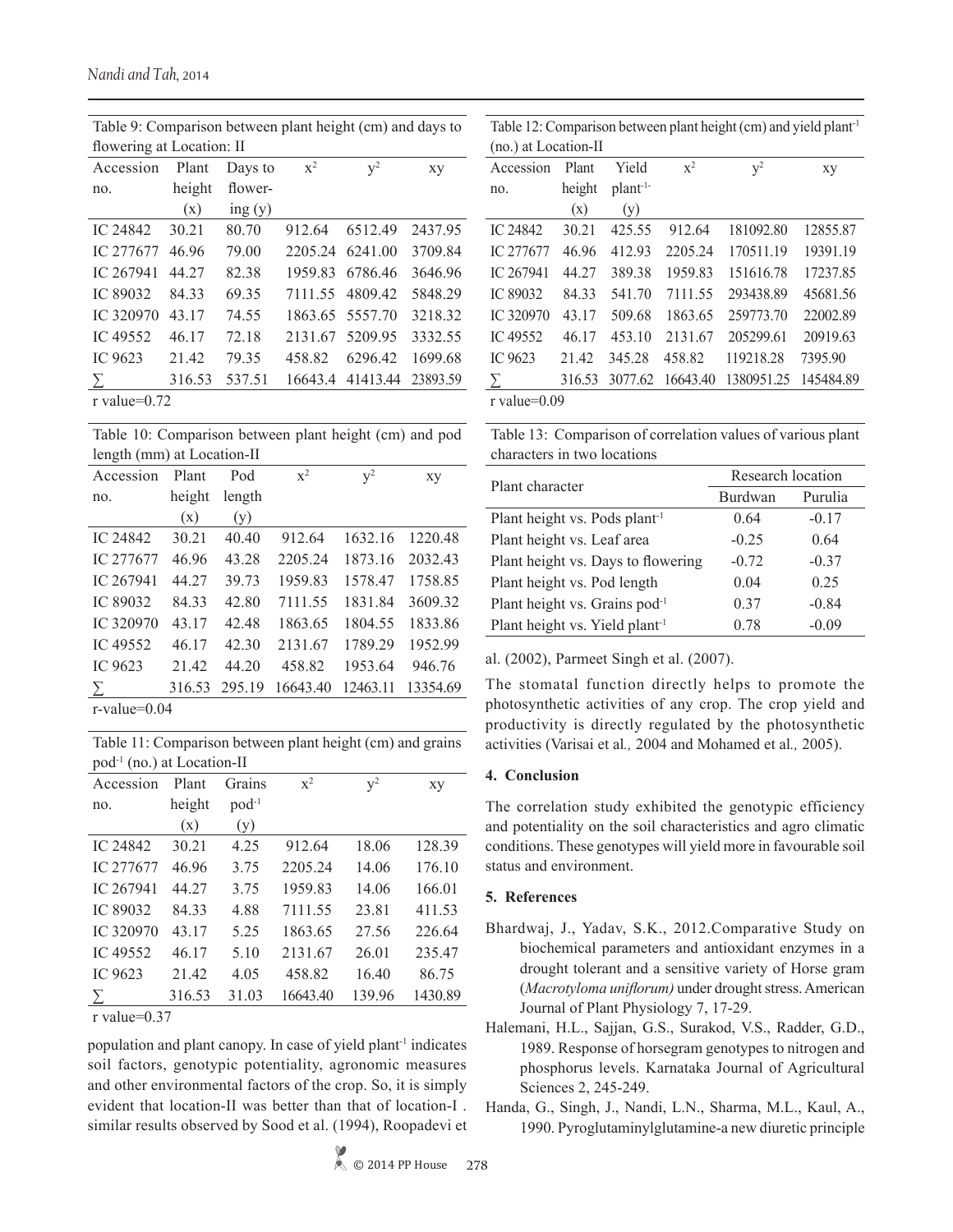Table 9: Comparison between plant height (cm) and days to flowering at Location: II

| Accession no. | Plant height (x) | Days to flowering (y) | $x^2$ | $y^2$ | xy |
|---|---|---|---|---|---|
| IC 24842 | 30.21 | 80.70 | 912.64 | 6512.49 | 2437.95 |
| IC 277677 | 46.96 | 79.00 | 2205.24 | 6241.00 | 3709.84 |
| IC 267941 | 44.27 | 82.38 | 1959.83 | 6786.46 | 3646.96 |
| IC 89032 | 84.33 | 69.35 | 7111.55 | 4809.42 | 5848.29 |
| IC 320970 | 43.17 | 74.55 | 1863.65 | 5557.70 | 3218.32 |
| IC 49552 | 46.17 | 72.18 | 2131.67 | 5209.95 | 3332.55 |
| IC 9623 | 21.42 | 79.35 | 458.82 | 6296.42 | 1699.68 |
| ∑ | 316.53 | 537.51 | 16643.4 | 41413.44 | 23893.59 |

r value=0.72

Table 10: Comparison between plant height (cm) and pod length (mm) at Location-II

| Accession no. | Plant height (x) | Pod length (y) | $x^2$ | $y^2$ | xy |
|---|---|---|---|---|---|
| IC 24842 | 30.21 | 40.40 | 912.64 | 1632.16 | 1220.48 |
| IC 277677 | 46.96 | 43.28 | 2205.24 | 1873.16 | 2032.43 |
| IC 267941 | 44.27 | 39.73 | 1959.83 | 1578.47 | 1758.85 |
| IC 89032 | 84.33 | 42.80 | 7111.55 | 1831.84 | 3609.32 |
| IC 320970 | 43.17 | 42.48 | 1863.65 | 1804.55 | 1833.86 |
| IC 49552 | 46.17 | 42.30 | 2131.67 | 1789.29 | 1952.99 |
| IC 9623 | 21.42 | 44.20 | 458.82 | 1953.64 | 946.76 |
| ∑ | 316.53 | 295.19 | 16643.40 | 12463.11 | 13354.69 |

r-value=0.04

Table 11: Comparison between plant height (cm) and grains pod$^{-1}$ (no.) at Location-II

| Accession no. | Plant height (x) | Grains pod$^{-1}$ (y) | $x^2$ | $y^2$ | xy |
|---|---|---|---|---|---|
| IC 24842 | 30.21 | 4.25 | 912.64 | 18.06 | 128.39 |
| IC 277677 | 46.96 | 3.75 | 2205.24 | 14.06 | 176.10 |
| IC 267941 | 44.27 | 3.75 | 1959.83 | 14.06 | 166.01 |
| IC 89032 | 84.33 | 4.88 | 7111.55 | 23.81 | 411.53 |
| IC 320970 | 43.17 | 5.25 | 1863.65 | 27.56 | 226.64 |
| IC 49552 | 46.17 | 5.10 | 2131.67 | 26.01 | 235.47 |
| IC 9623 | 21.42 | 4.05 | 458.82 | 16.40 | 86.75 |
| ∑ | 316.53 | 31.03 | 16643.40 | 139.96 | 1430.89 |

r value=0.37

population and plant canopy. In case of yield plant$^{-1}$ indicates soil factors, genotypic potentiality, agronomic measures and other environmental factors of the crop. So, it is simply evident that location-II was better than that of location-I . similar results observed by Sood et al. (1994), Roopadevi et al. (2002), Parmeet Singh et al. (2007).

Table 12: Comparison between plant height (cm) and yield plant$^{-1}$ (no.) at Location-II

| Accession no. | Plant height (x) | Yield plant$^{-1}$ (y) | $x^2$ | $y^2$ | xy |
|---|---|---|---|---|---|
| IC 24842 | 30.21 | 425.55 | 912.64 | 181092.80 | 12855.87 |
| IC 277677 | 46.96 | 412.93 | 2205.24 | 170511.19 | 19391.19 |
| IC 267941 | 44.27 | 389.38 | 1959.83 | 151616.78 | 17237.85 |
| IC 89032 | 84.33 | 541.70 | 7111.55 | 293438.89 | 45681.56 |
| IC 320970 | 43.17 | 509.68 | 1863.65 | 259773.70 | 22002.89 |
| IC 49552 | 46.17 | 453.10 | 2131.67 | 205299.61 | 20919.63 |
| IC 9623 | 21.42 | 345.28 | 458.82 | 119218.28 | 7395.90 |
| ∑ | 316.53 | 3077.62 | 16643.40 | 1380951.25 | 145484.89 |

r value=0.09

Table 13: Comparison of correlation values of various plant characters in two locations

| Plant character | Research location | |
|---|---|---|
| | Burdwan | Purulia |
| Plant height vs. Pods plant$^{-1}$ | 0.64 | -0.17 |
| Plant height vs. Leaf area | -0.25 | 0.64 |
| Plant height vs. Days to flowering | -0.72 | -0.37 |
| Plant height vs. Pod length | 0.04 | 0.25 |
| Plant height vs. Grains pod$^{-1}$ | 0.37 | -0.84 |
| Plant height vs. Yield plant$^{-1}$ | 0.78 | -0.09 |

The stomatal function directly helps to promote the photosynthetic activities of any crop. The crop yield and productivity is directly regulated by the photosynthetic activities (Varisai et al*.,* 2004 and Mohamed et al*.,* 2005).

## 4. Conclusion

The correlation study exhibited the genotypic efficiency and potentiality on the soil characteristics and agro climatic conditions. These genotypes will yield more in favourable soil status and environment.

## 5. References

Bhardwaj, J., Yadav, S.K., 2012.Comparative Study on biochemical parameters and antioxidant enzymes in a drought tolerant and a sensitive variety of Horse gram (*Macrotyloma uniflorum)* under drought stress. American Journal of Plant Physiology 7, 17-29.

Halemani, H.L., Sajjan, G.S., Surakod, V.S., Radder, G.D., 1989. Response of horsegram genotypes to nitrogen and phosphorus levels. Karnataka Journal of Agricultural Sciences 2, 245-249.

Handa, G., Singh, J., Nandi, L.N., Sharma, M.L., Kaul, A., 1990. Pyroglutaminylglutamine-a new diuretic principle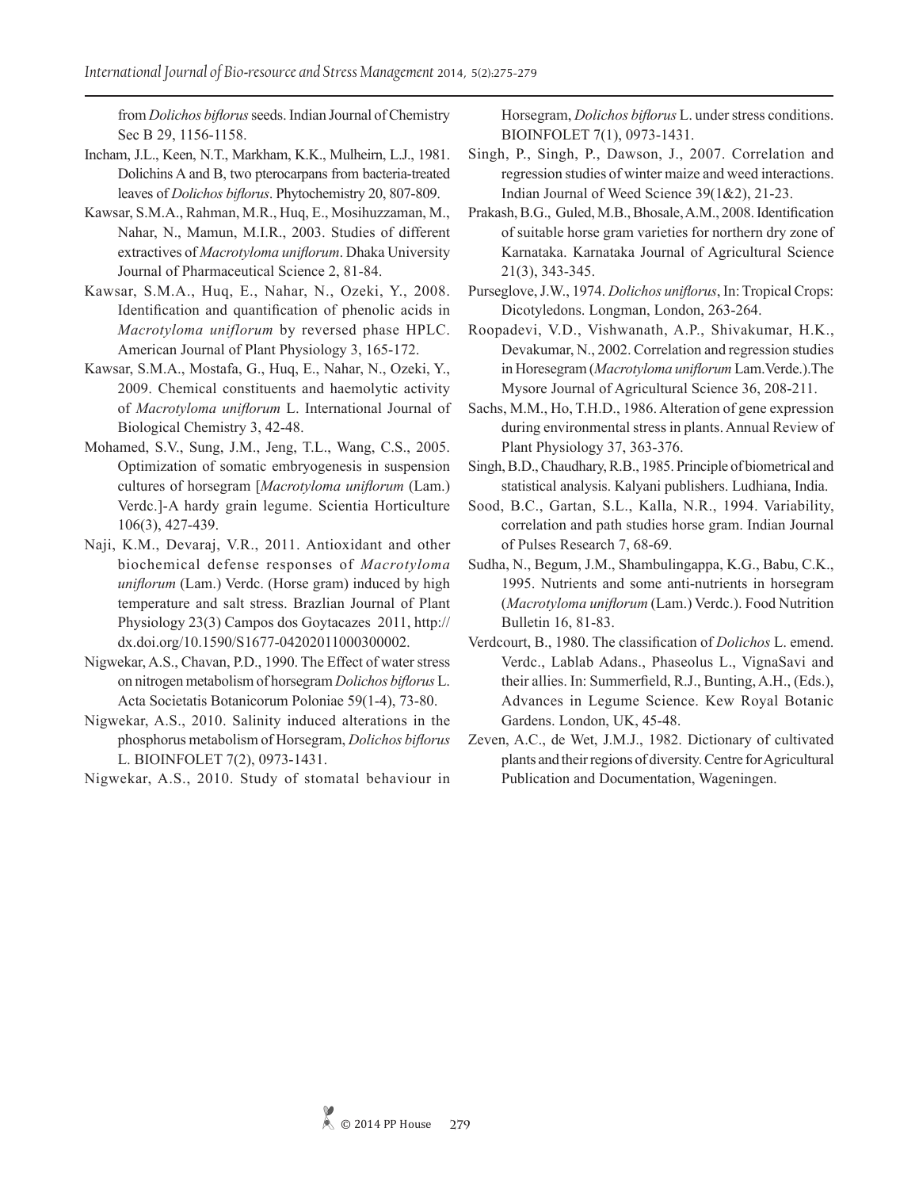from *Dolichos biflorus* seeds. Indian Journal of Chemistry Sec B 29, 1156-1158.

Incham, J.L., Keen, N.T., Markham, K.K., Mulheirn, L.J., 1981. Dolichins A and B, two pterocarpans from bacteria-treated leaves of *Dolichos biflorus*. Phytochemistry 20, 807-809.

Kawsar, S.M.A., Rahman, M.R., Huq, E., Mosihuzzaman, M., Nahar, N., Mamun, M.I.R., 2003. Studies of different extractives of *Macrotyloma uniflorum*. Dhaka University Journal of Pharmaceutical Science 2, 81-84.

Kawsar, S.M.A., Huq, E., Nahar, N., Ozeki, Y., 2008. Identification and quantification of phenolic acids in *Macrotyloma uniflorum* by reversed phase HPLC. American Journal of Plant Physiology 3, 165-172.

Kawsar, S.M.A., Mostafa, G., Huq, E., Nahar, N., Ozeki, Y., 2009. Chemical constituents and haemolytic activity of *Macrotyloma uniflorum* L. International Journal of Biological Chemistry 3, 42-48.

Mohamed, S.V., Sung, J.M., Jeng, T.L., Wang, C.S., 2005. Optimization of somatic embryogenesis in suspension cultures of horsegram [*Macrotyloma uniflorum* (Lam.) Verdc.]-A hardy grain legume. Scientia Horticulture 106(3), 427-439.

Naji, K.M., Devaraj, V.R., 2011. Antioxidant and other biochemical defense responses of *Macrotyloma uniflorum* (Lam.) Verdc. (Horse gram) induced by high temperature and salt stress. Brazlian Journal of Plant Physiology 23(3) Campos dos Goytacazes 2011, http://dx.doi.org/10.1590/S1677-04202011000300002.

Nigwekar, A.S., Chavan, P.D., 1990. The Effect of water stress on nitrogen metabolism of horsegram *Dolichos biflorus* L. Acta Societatis Botanicorum Poloniae 59(1-4), 73-80.

Nigwekar, A.S., 2010. Salinity induced alterations in the phosphorus metabolism of Horsegram, *Dolichos biflorus* L. BIOINFOLET 7(2), 0973-1431.

Nigwekar, A.S., 2010. Study of stomatal behaviour in Horsegram, *Dolichos biflorus* L. under stress conditions. BIOINFOLET 7(1), 0973-1431.

Singh, P., Singh, P., Dawson, J., 2007. Correlation and regression studies of winter maize and weed interactions. Indian Journal of Weed Science 39(1&2), 21-23.

Prakash, B.G., Guled, M.B., Bhosale, A.M., 2008. Identification of suitable horse gram varieties for northern dry zone of Karnataka. Karnataka Journal of Agricultural Science 21(3), 343-345.

Purseglove, J.W., 1974. *Dolichos uniflorus*, In: Tropical Crops: Dicotyledons. Longman, London, 263-264.

Roopadevi, V.D., Vishwanath, A.P., Shivakumar, H.K., Devakumar, N., 2002. Correlation and regression studies in Horesegram (*Macrotyloma uniflorum* Lam.Verde.).The Mysore Journal of Agricultural Science 36, 208-211.

Sachs, M.M., Ho, T.H.D., 1986. Alteration of gene expression during environmental stress in plants. Annual Review of Plant Physiology 37, 363-376.

Singh, B.D., Chaudhary, R.B., 1985. Principle of biometrical and statistical analysis. Kalyani publishers. Ludhiana, India.

Sood, B.C., Gartan, S.L., Kalla, N.R., 1994. Variability, correlation and path studies horse gram. Indian Journal of Pulses Research 7, 68-69.

Sudha, N., Begum, J.M., Shambulingappa, K.G., Babu, C.K., 1995. Nutrients and some anti-nutrients in horsegram (*Macrotyloma uniflorum* (Lam.) Verdc.). Food Nutrition Bulletin 16, 81-83.

Verdcourt, B., 1980. The classification of *Dolichos* L. emend. Verdc., Lablab Adans., Phaseolus L., VignaSavi and their allies. In: Summerfield, R.J., Bunting, A.H., (Eds.), Advances in Legume Science. Kew Royal Botanic Gardens. London, UK, 45-48.

Zeven, A.C., de Wet, J.M.J., 1982. Dictionary of cultivated plants and their regions of diversity. Centre for Agricultural Publication and Documentation, Wageningen.